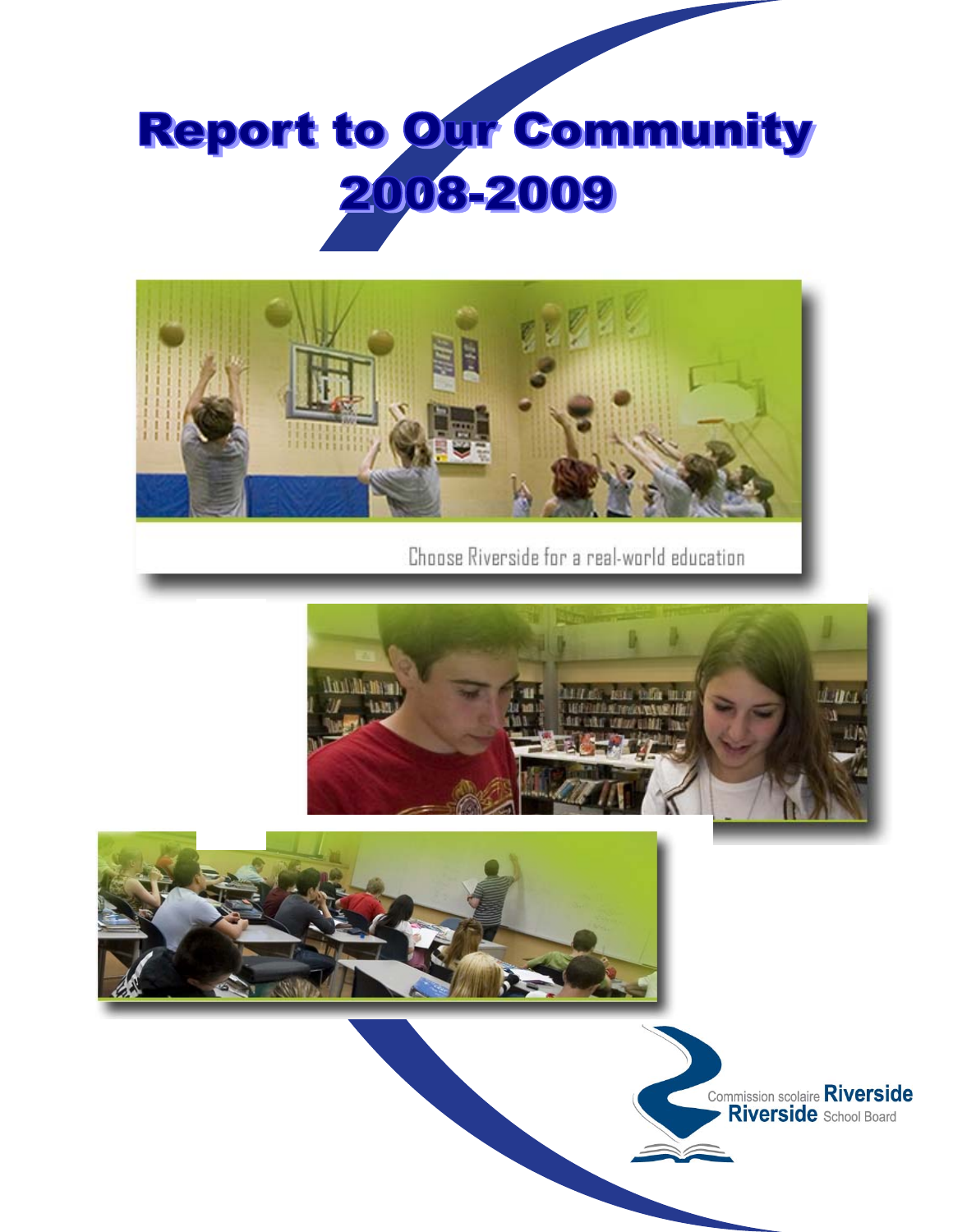# Report to Our Community 2008-2009

Choose Riverside for a real-world education

Commission scolaire Riverside
Riverside School Board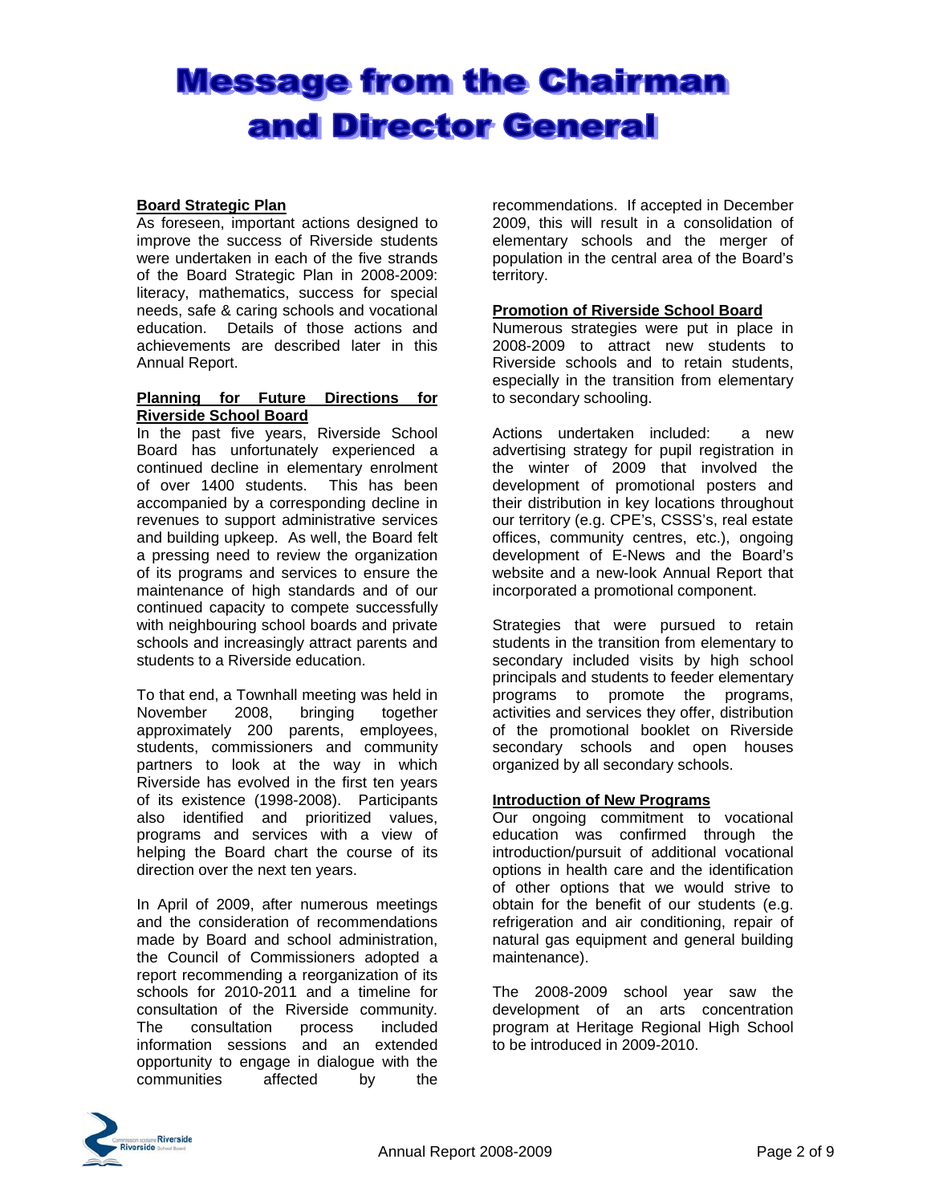# Message from the Chairman and Director General

## Board Strategic Plan

As foreseen, important actions designed to improve the success of Riverside students were undertaken in each of the five strands of the Board Strategic Plan in 2008-2009: literacy, mathematics, success for special needs, safe & caring schools and vocational education. Details of those actions and achievements are described later in this Annual Report.

## Planning for Future Directions for Riverside School Board

In the past five years, Riverside School Board has unfortunately experienced a continued decline in elementary enrolment of over 1400 students. This has been accompanied by a corresponding decline in revenues to support administrative services and building upkeep. As well, the Board felt a pressing need to review the organization of its programs and services to ensure the maintenance of high standards and of our continued capacity to compete successfully with neighbouring school boards and private schools and increasingly attract parents and students to a Riverside education.

To that end, a Townhall meeting was held in November 2008, bringing together approximately 200 parents, employees, students, commissioners and community partners to look at the way in which Riverside has evolved in the first ten years of its existence (1998-2008). Participants also identified and prioritized values, programs and services with a view of helping the Board chart the course of its direction over the next ten years.

In April of 2009, after numerous meetings and the consideration of recommendations made by Board and school administration, the Council of Commissioners adopted a report recommending a reorganization of its schools for 2010-2011 and a timeline for consultation of the Riverside community. The consultation process included information sessions and an extended opportunity to engage in dialogue with the communities affected by the recommendations. If accepted in December 2009, this will result in a consolidation of elementary schools and the merger of population in the central area of the Board's territory.

## Promotion of Riverside School Board

Numerous strategies were put in place in 2008-2009 to attract new students to Riverside schools and to retain students, especially in the transition from elementary to secondary schooling.

Actions undertaken included: a new advertising strategy for pupil registration in the winter of 2009 that involved the development of promotional posters and their distribution in key locations throughout our territory (e.g. CPE's, CSSS's, real estate offices, community centres, etc.), ongoing development of E-News and the Board's website and a new-look Annual Report that incorporated a promotional component.

Strategies that were pursued to retain students in the transition from elementary to secondary included visits by high school principals and students to feeder elementary programs to promote the programs, activities and services they offer, distribution of the promotional booklet on Riverside secondary schools and open houses organized by all secondary schools.

## Introduction of New Programs

Our ongoing commitment to vocational education was confirmed through the introduction/pursuit of additional vocational options in health care and the identification of other options that we would strive to obtain for the benefit of our students (e.g. refrigeration and air conditioning, repair of natural gas equipment and general building maintenance).

The 2008-2009 school year saw the development of an arts concentration program at Heritage Regional High School to be introduced in 2009-2010.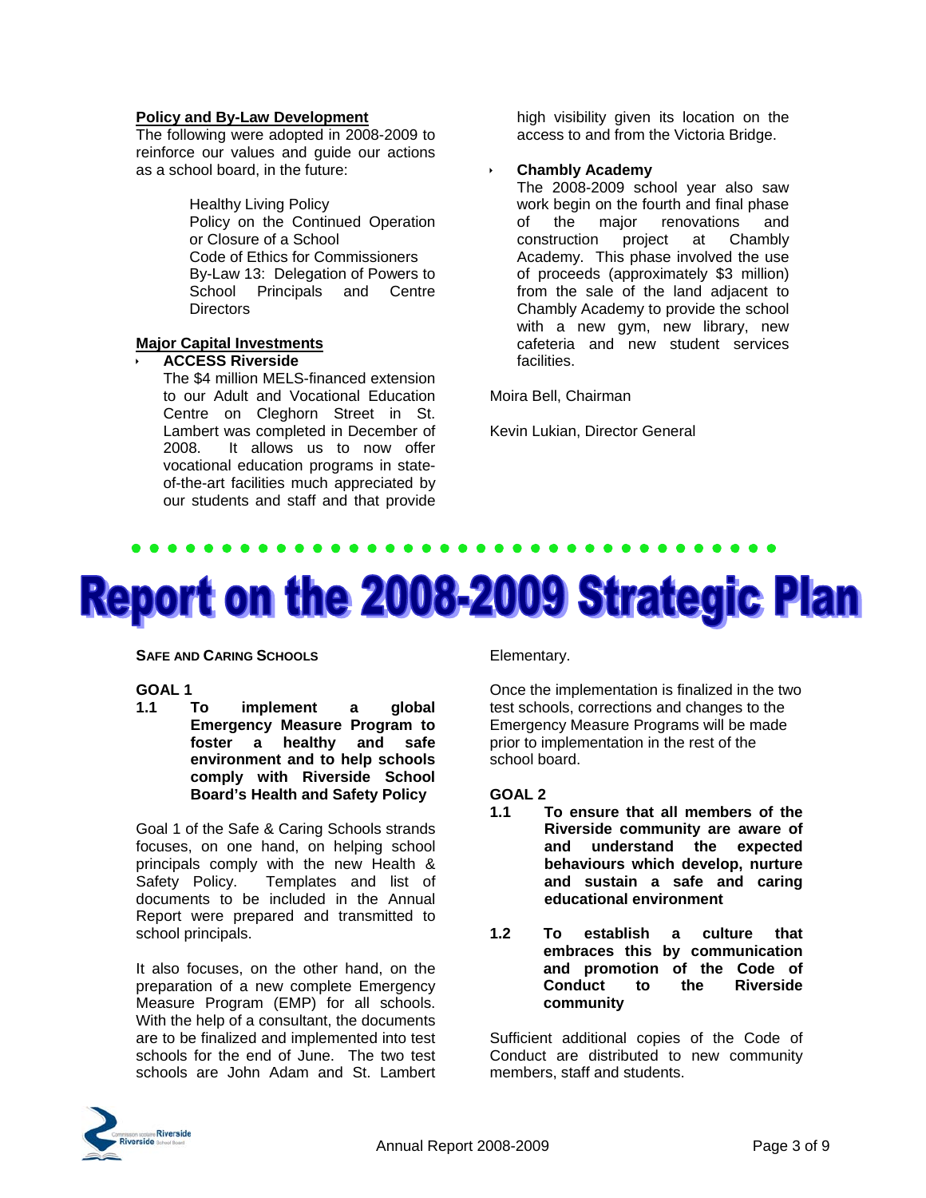**Policy and By-Law Development**

The following were adopted in 2008-2009 to reinforce our values and guide our actions as a school board, in the future:

Healthy Living Policy
Policy on the Continued Operation or Closure of a School
Code of Ethics for Commissioners
By-Law 13: Delegation of Powers to School Principals and Centre Directors

**Major Capital Investments**

- **ACCESS Riverside**
  The $4 million MELS-financed extension to our Adult and Vocational Education Centre on Cleghorn Street in St. Lambert was completed in December of 2008. It allows us to now offer vocational education programs in state-of-the-art facilities much appreciated by our students and staff and that provide high visibility given its location on the access to and from the Victoria Bridge.

- **Chambly Academy**
  The 2008-2009 school year also saw work begin on the fourth and final phase of the major renovations and construction project at Chambly Academy. This phase involved the use of proceeds (approximately $3 million) from the sale of the land adjacent to Chambly Academy to provide the school with a new gym, new library, new cafeteria and new student services facilities.

Moira Bell, Chairman

Kevin Lukian, Director General

# Report on the 2008-2009 Strategic Plan

**SAFE AND CARING SCHOOLS**

**GOAL 1**

**1.1 To implement a global Emergency Measure Program to foster a healthy and safe environment and to help schools comply with Riverside School Board's Health and Safety Policy**

Goal 1 of the Safe & Caring Schools strands focuses, on one hand, on helping school principals comply with the new Health & Safety Policy. Templates and list of documents to be included in the Annual Report were prepared and transmitted to school principals.

It also focuses, on the other hand, on the preparation of a new complete Emergency Measure Program (EMP) for all schools. With the help of a consultant, the documents are to be finalized and implemented into test schools for the end of June. The two test schools are John Adam and St. Lambert Elementary.

Once the implementation is finalized in the two test schools, corrections and changes to the Emergency Measure Programs will be made prior to implementation in the rest of the school board.

**GOAL 2**

**1.1 To ensure that all members of the Riverside community are aware of and understand the expected behaviours which develop, nurture and sustain a safe and caring educational environment**

**1.2 To establish a culture that embraces this by communication and promotion of the Code of Conduct to the Riverside community**

Sufficient additional copies of the Code of Conduct are distributed to new community members, staff and students.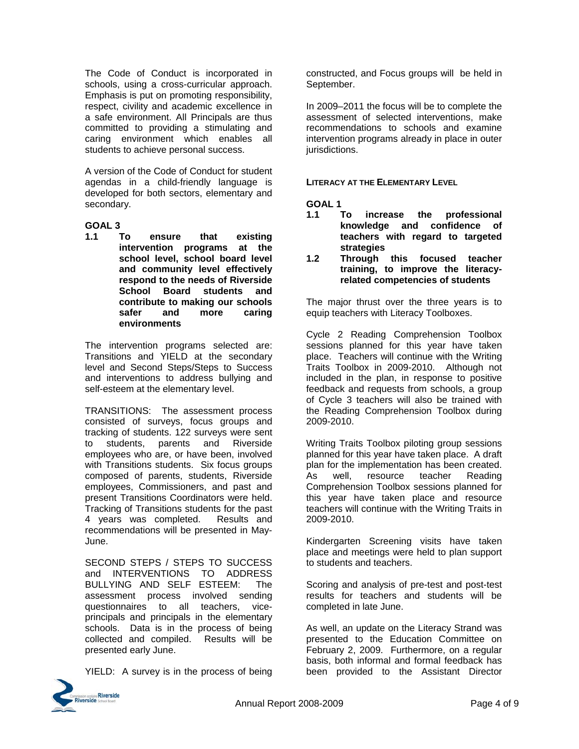The Code of Conduct is incorporated in schools, using a cross-curricular approach. Emphasis is put on promoting responsibility, respect, civility and academic excellence in a safe environment. All Principals are thus committed to providing a stimulating and caring environment which enables all students to achieve personal success.

A version of the Code of Conduct for student agendas in a child-friendly language is developed for both sectors, elementary and secondary.

**GOAL 3**

**1.1 To ensure that existing intervention programs at the school level, school board level and community level effectively respond to the needs of Riverside School Board students and contribute to making our schools safer and more caring environments**

The intervention programs selected are: Transitions and YIELD at the secondary level and Second Steps/Steps to Success and interventions to address bullying and self-esteem at the elementary level.

TRANSITIONS: The assessment process consisted of surveys, focus groups and tracking of students. 122 surveys were sent to students, parents and Riverside employees who are, or have been, involved with Transitions students. Six focus groups composed of parents, students, Riverside employees, Commissioners, and past and present Transitions Coordinators were held. Tracking of Transitions students for the past 4 years was completed. Results and recommendations will be presented in May-June.

SECOND STEPS / STEPS TO SUCCESS and INTERVENTIONS TO ADDRESS BULLYING AND SELF ESTEEM: The assessment process involved sending questionnaires to all teachers, vice-principals and principals in the elementary schools. Data is in the process of being collected and compiled. Results will be presented early June.

YIELD: A survey is in the process of being constructed, and Focus groups will be held in September.

In 2009–2011 the focus will be to complete the assessment of selected interventions, make recommendations to schools and examine intervention programs already in place in outer jurisdictions.

**LITERACY AT THE ELEMENTARY LEVEL**

**GOAL 1**

**1.1 To increase the professional knowledge and confidence of teachers with regard to targeted strategies**

**1.2 Through this focused teacher training, to improve the literacy-related competencies of students**

The major thrust over the three years is to equip teachers with Literacy Toolboxes.

Cycle 2 Reading Comprehension Toolbox sessions planned for this year have taken place. Teachers will continue with the Writing Traits Toolbox in 2009-2010. Although not included in the plan, in response to positive feedback and requests from schools, a group of Cycle 3 teachers will also be trained with the Reading Comprehension Toolbox during 2009-2010.

Writing Traits Toolbox piloting group sessions planned for this year have taken place. A draft plan for the implementation has been created. As well, resource teacher Reading Comprehension Toolbox sessions planned for this year have taken place and resource teachers will continue with the Writing Traits in 2009-2010.

Kindergarten Screening visits have taken place and meetings were held to plan support to students and teachers.

Scoring and analysis of pre-test and post-test results for teachers and students will be completed in late June.

As well, an update on the Literacy Strand was presented to the Education Committee on February 2, 2009. Furthermore, on a regular basis, both informal and formal feedback has been provided to the Assistant Director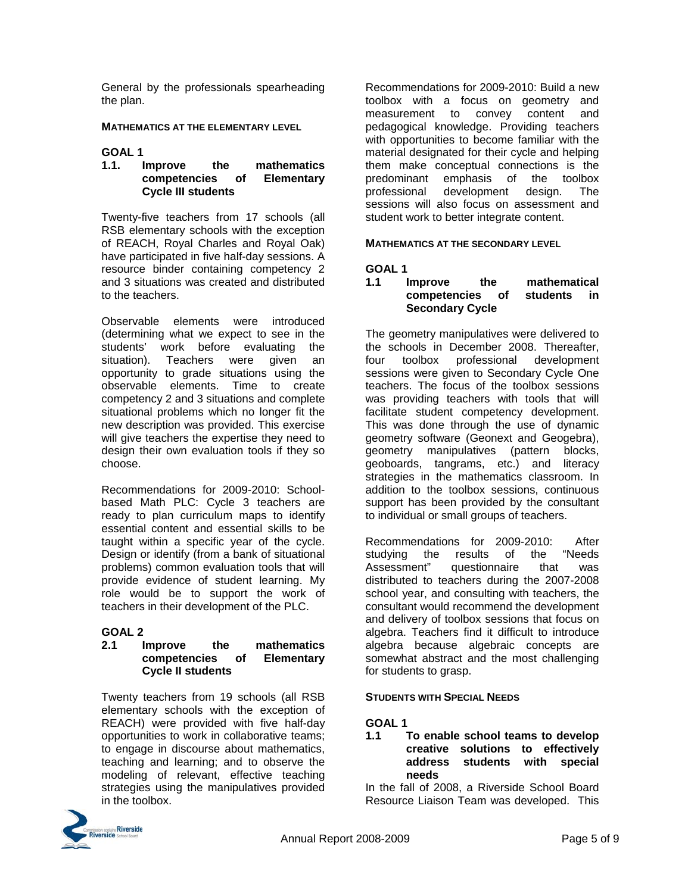General by the professionals spearheading the plan.

**MATHEMATICS AT THE ELEMENTARY LEVEL**

**GOAL 1**

**1.1. Improve the mathematics competencies of Elementary Cycle III students**

Twenty-five teachers from 17 schools (all RSB elementary schools with the exception of REACH, Royal Charles and Royal Oak) have participated in five half-day sessions. A resource binder containing competency 2 and 3 situations was created and distributed to the teachers.

Observable elements were introduced (determining what we expect to see in the students' work before evaluating the situation). Teachers were given an opportunity to grade situations using the observable elements. Time to create competency 2 and 3 situations and complete situational problems which no longer fit the new description was provided. This exercise will give teachers the expertise they need to design their own evaluation tools if they so choose.

Recommendations for 2009-2010: School-based Math PLC: Cycle 3 teachers are ready to plan curriculum maps to identify essential content and essential skills to be taught within a specific year of the cycle. Design or identify (from a bank of situational problems) common evaluation tools that will provide evidence of student learning. My role would be to support the work of teachers in their development of the PLC.

**GOAL 2**

**2.1 Improve the mathematics competencies of Elementary Cycle II students**

Twenty teachers from 19 schools (all RSB elementary schools with the exception of REACH) were provided with five half-day opportunities to work in collaborative teams; to engage in discourse about mathematics, teaching and learning; and to observe the modeling of relevant, effective teaching strategies using the manipulatives provided in the toolbox.

Recommendations for 2009-2010: Build a new toolbox with a focus on geometry and measurement to convey content and pedagogical knowledge. Providing teachers with opportunities to become familiar with the material designated for their cycle and helping them make conceptual connections is the predominant emphasis of the toolbox professional development design. The sessions will also focus on assessment and student work to better integrate content.

**MATHEMATICS AT THE SECONDARY LEVEL**

**GOAL 1**

**1.1 Improve the mathematical competencies of students in Secondary Cycle**

The geometry manipulatives were delivered to the schools in December 2008. Thereafter, four toolbox professional development sessions were given to Secondary Cycle One teachers. The focus of the toolbox sessions was providing teachers with tools that will facilitate student competency development. This was done through the use of dynamic geometry software (Geonext and Geogebra), geometry manipulatives (pattern blocks, geoboards, tangrams, etc.) and literacy strategies in the mathematics classroom. In addition to the toolbox sessions, continuous support has been provided by the consultant to individual or small groups of teachers.

Recommendations for 2009-2010: After studying the results of the "Needs Assessment" questionnaire that was distributed to teachers during the 2007-2008 school year, and consulting with teachers, the consultant would recommend the development and delivery of toolbox sessions that focus on algebra. Teachers find it difficult to introduce algebra because algebraic concepts are somewhat abstract and the most challenging for students to grasp.

**STUDENTS WITH SPECIAL NEEDS**

**GOAL 1**

**1.1 To enable school teams to develop creative solutions to effectively address students with special needs**

In the fall of 2008, a Riverside School Board Resource Liaison Team was developed. This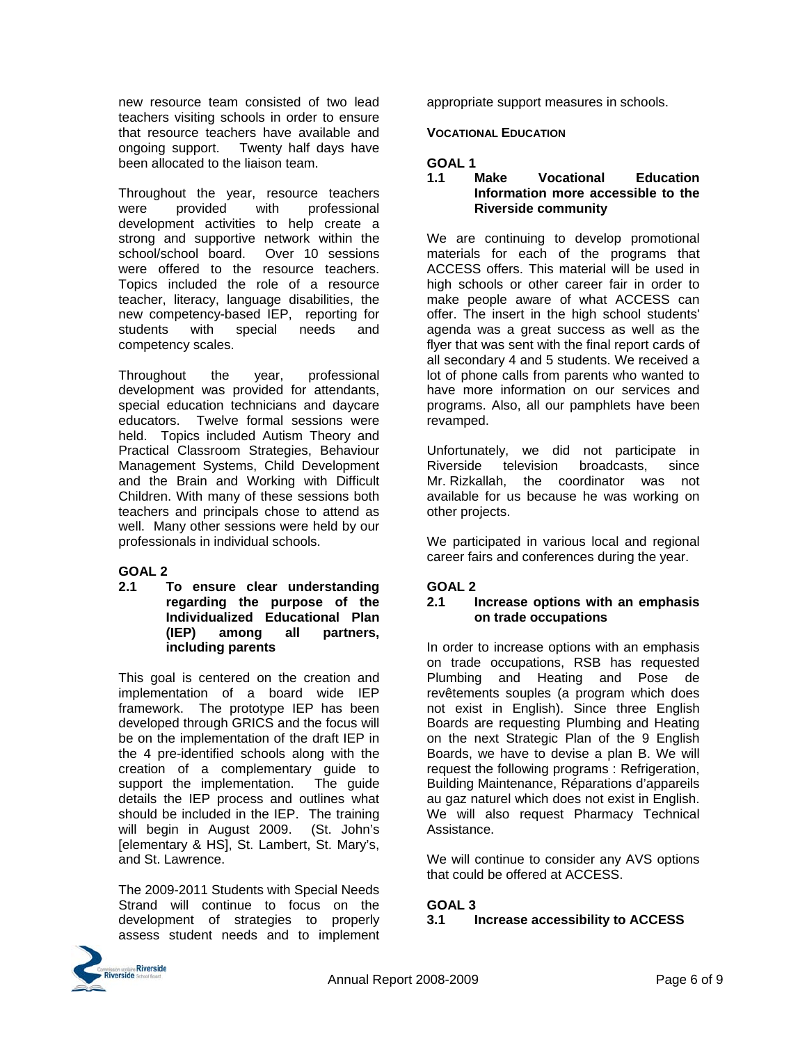new resource team consisted of two lead teachers visiting schools in order to ensure that resource teachers have available and ongoing support. Twenty half days have been allocated to the liaison team.

Throughout the year, resource teachers were provided with professional development activities to help create a strong and supportive network within the school/school board. Over 10 sessions were offered to the resource teachers. Topics included the role of a resource teacher, literacy, language disabilities, the new competency-based IEP, reporting for students with special needs and competency scales.

Throughout the year, professional development was provided for attendants, special education technicians and daycare educators. Twelve formal sessions were held. Topics included Autism Theory and Practical Classroom Strategies, Behaviour Management Systems, Child Development and the Brain and Working with Difficult Children. With many of these sessions both teachers and principals chose to attend as well. Many other sessions were held by our professionals in individual schools.

**GOAL 2**

**2.1 To ensure clear understanding regarding the purpose of the Individualized Educational Plan (IEP) among all partners, including parents**

This goal is centered on the creation and implementation of a board wide IEP framework. The prototype IEP has been developed through GRICS and the focus will be on the implementation of the draft IEP in the 4 pre-identified schools along with the creation of a complementary guide to support the implementation. The guide details the IEP process and outlines what should be included in the IEP. The training will begin in August 2009. (St. John's [elementary & HS], St. Lambert, St. Mary's, and St. Lawrence.

The 2009-2011 Students with Special Needs Strand will continue to focus on the development of strategies to properly assess student needs and to implement appropriate support measures in schools.

### VOCATIONAL EDUCATION

**GOAL 1**

**1.1 Make Vocational Education Information more accessible to the Riverside community**

We are continuing to develop promotional materials for each of the programs that ACCESS offers. This material will be used in high schools or other career fair in order to make people aware of what ACCESS can offer. The insert in the high school students' agenda was a great success as well as the flyer that was sent with the final report cards of all secondary 4 and 5 students. We received a lot of phone calls from parents who wanted to have more information on our services and programs. Also, all our pamphlets have been revamped.

Unfortunately, we did not participate in Riverside television broadcasts, since Mr. Rizkallah, the coordinator was not available for us because he was working on other projects.

We participated in various local and regional career fairs and conferences during the year.

**GOAL 2**

**2.1 Increase options with an emphasis on trade occupations**

In order to increase options with an emphasis on trade occupations, RSB has requested Plumbing and Heating and Pose de revêtements souples (a program which does not exist in English). Since three English Boards are requesting Plumbing and Heating on the next Strategic Plan of the 9 English Boards, we have to devise a plan B. We will request the following programs : Refrigeration, Building Maintenance, Réparations d'appareils au gaz naturel which does not exist in English. We will also request Pharmacy Technical Assistance.

We will continue to consider any AVS options that could be offered at ACCESS.

**GOAL 3**

**3.1 Increase accessibility to ACCESS**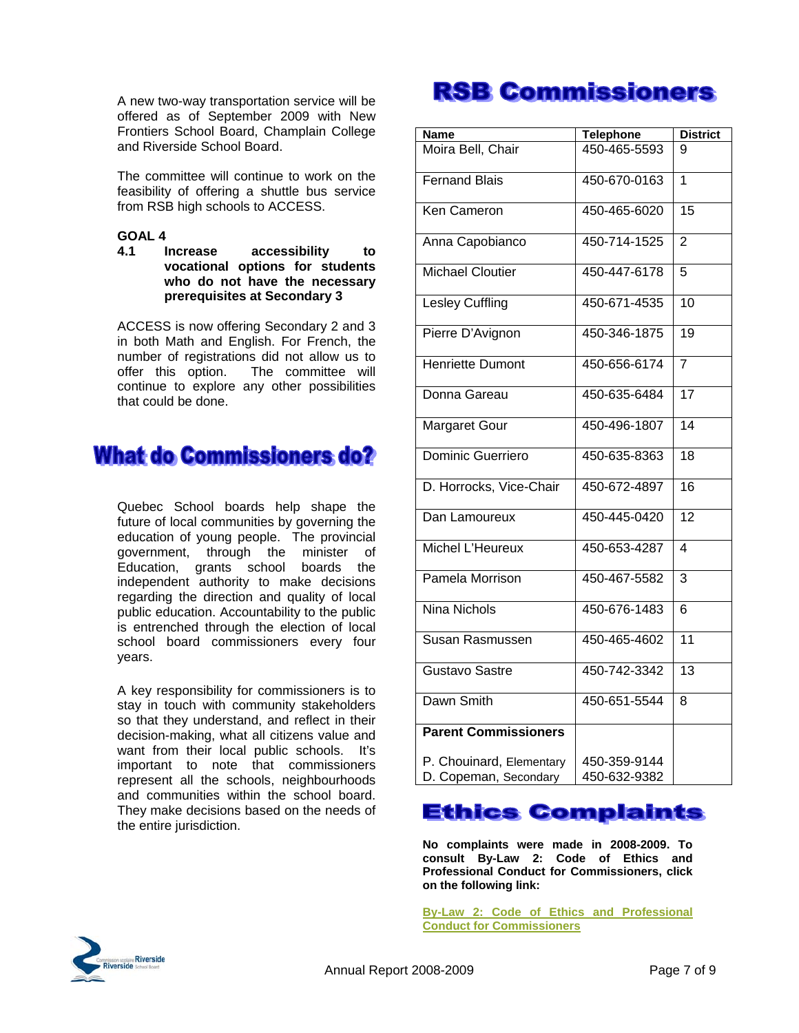A new two-way transportation service will be offered as of September 2009 with New Frontiers School Board, Champlain College and Riverside School Board.

The committee will continue to work on the feasibility of offering a shuttle bus service from RSB high schools to ACCESS.

**GOAL 4**

**4.1 Increase accessibility to vocational options for students who do not have the necessary prerequisites at Secondary 3**

ACCESS is now offering Secondary 2 and 3 in both Math and English. For French, the number of registrations did not allow us to offer this option. The committee will continue to explore any other possibilities that could be done.

## What do Commissioners do?

Quebec School boards help shape the future of local communities by governing the education of young people. The provincial government, through the minister of Education, grants school boards the independent authority to make decisions regarding the direction and quality of local public education. Accountability to the public is entrenched through the election of local school board commissioners every four years.

A key responsibility for commissioners is to stay in touch with community stakeholders so that they understand, and reflect in their decision-making, what all citizens value and want from their local public schools. It's important to note that commissioners represent all the schools, neighbourhoods and communities within the school board. They make decisions based on the needs of the entire jurisdiction.

## RSB Commissioners

| Name | Telephone | District |
|---|---|---|
| Moira Bell, Chair | 450-465-5593 | 9 |
| Fernand Blais | 450-670-0163 | 1 |
| Ken Cameron | 450-465-6020 | 15 |
| Anna Capobianco | 450-714-1525 | 2 |
| Michael Cloutier | 450-447-6178 | 5 |
| Lesley Cuffling | 450-671-4535 | 10 |
| Pierre D'Avignon | 450-346-1875 | 19 |
| Henriette Dumont | 450-656-6174 | 7 |
| Donna Gareau | 450-635-6484 | 17 |
| Margaret Gour | 450-496-1807 | 14 |
| Dominic Guerriero | 450-635-8363 | 18 |
| D. Horrocks, Vice-Chair | 450-672-4897 | 16 |
| Dan Lamoureux | 450-445-0420 | 12 |
| Michel L'Heureux | 450-653-4287 | 4 |
| Pamela Morrison | 450-467-5582 | 3 |
| Nina Nichols | 450-676-1483 | 6 |
| Susan Rasmussen | 450-465-4602 | 11 |
| Gustavo Sastre | 450-742-3342 | 13 |
| Dawn Smith | 450-651-5544 | 8 |
| **Parent Commissioners** | | |
| P. Chouinard, Elementary | 450-359-9144 | |
| D. Copeman, Secondary | 450-632-9382 | |

## Ethics Complaints

**No complaints were made in 2008-2009. To consult By-Law 2: Code of Ethics and Professional Conduct for Commissioners, click on the following link:**

**By-Law 2: Code of Ethics and Professional Conduct for Commissioners**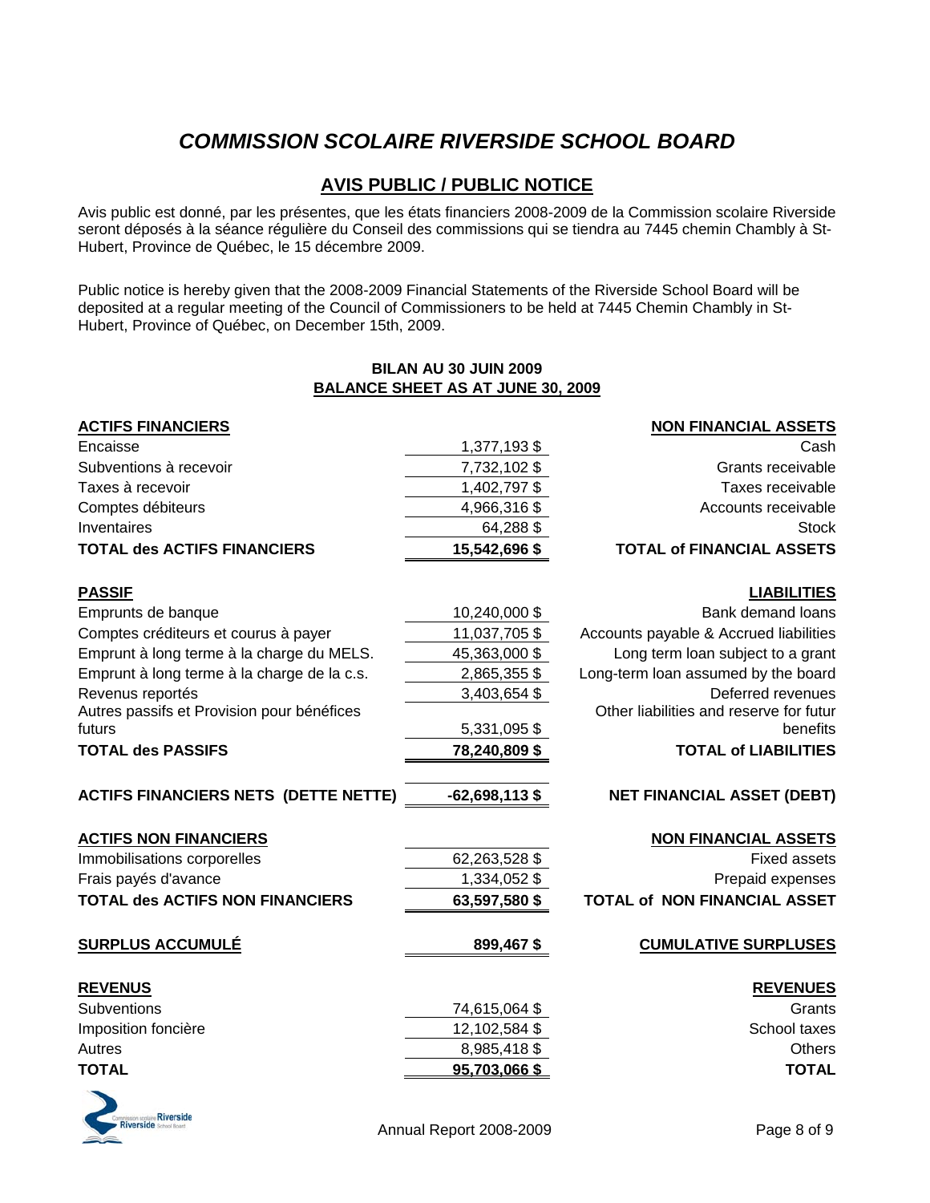# *COMMISSION SCOLAIRE RIVERSIDE SCHOOL BOARD*

## AVIS PUBLIC / PUBLIC NOTICE

Avis public est donné, par les présentes, que les états financiers 2008-2009 de la Commission scolaire Riverside seront déposés à la séance régulière du Conseil des commissions qui se tiendra au 7445 chemin Chambly à St-Hubert, Province de Québec, le 15 décembre 2009.

Public notice is hereby given that the 2008-2009 Financial Statements of the Riverside School Board will be deposited at a regular meeting of the Council of Commissioners to be held at 7445 Chemin Chambly in St-Hubert, Province of Québec, on December 15th, 2009.

### BILAN AU 30 JUIN 2009
### BALANCE SHEET AS AT JUNE 30, 2009

| | | |
|---|---:|---:|
| **ACTIFS FINANCIERS** | | **NON FINANCIAL ASSETS** |
| Encaisse | 1,377,193 $ | Cash |
| Subventions à recevoir | 7,732,102 $ | Grants receivable |
| Taxes à recevoir | 1,402,797 $ | Taxes receivable |
| Comptes débiteurs | 4,966,316 $ | Accounts receivable |
| Inventaires | 64,288 $ | Stock |
| **TOTAL des ACTIFS FINANCIERS** | **15,542,696 $** | **TOTAL of FINANCIAL ASSETS** |
| **PASSIF** | | **LIABILITIES** |
| Emprunts de banque | 10,240,000 $ | Bank demand loans |
| Comptes créditeurs et courus à payer | 11,037,705 $ | Accounts payable & Accrued liabilities |
| Emprunt à long terme à la charge du MELS. | 45,363,000 $ | Long term loan subject to a grant |
| Emprunt à long terme à la charge de la c.s. | 2,865,355 $ | Long-term loan assumed by the board |
| Revenus reportés | 3,403,654 $ | Deferred revenues |
| Autres passifs et Provision pour bénéfices futurs | 5,331,095 $ | Other liabilities and reserve for futur benefits |
| **TOTAL des PASSIFS** | **78,240,809 $** | **TOTAL of LIABILITIES** |
| **ACTIFS FINANCIERS NETS (DETTE NETTE)** | **-62,698,113 $** | **NET FINANCIAL ASSET (DEBT)** |
| **ACTIFS NON FINANCIERS** | | **NON FINANCIAL ASSETS** |
| Immobilisations corporelles | 62,263,528 $ | Fixed assets |
| Frais payés d'avance | 1,334,052 $ | Prepaid expenses |
| **TOTAL des ACTIFS NON FINANCIERS** | **63,597,580 $** | **TOTAL of NON FINANCIAL ASSET** |
| **SURPLUS ACCUMULÉ** | **899,467 $** | **CUMULATIVE SURPLUSES** |
| **REVENUS** | | **REVENUES** |
| Subventions | 74,615,064 $ | Grants |
| Imposition foncière | 12,102,584 $ | School taxes |
| Autres | 8,985,418 $ | Others |
| **TOTAL** | **95,703,066 $** | **TOTAL** |

Annual Report 2008-2009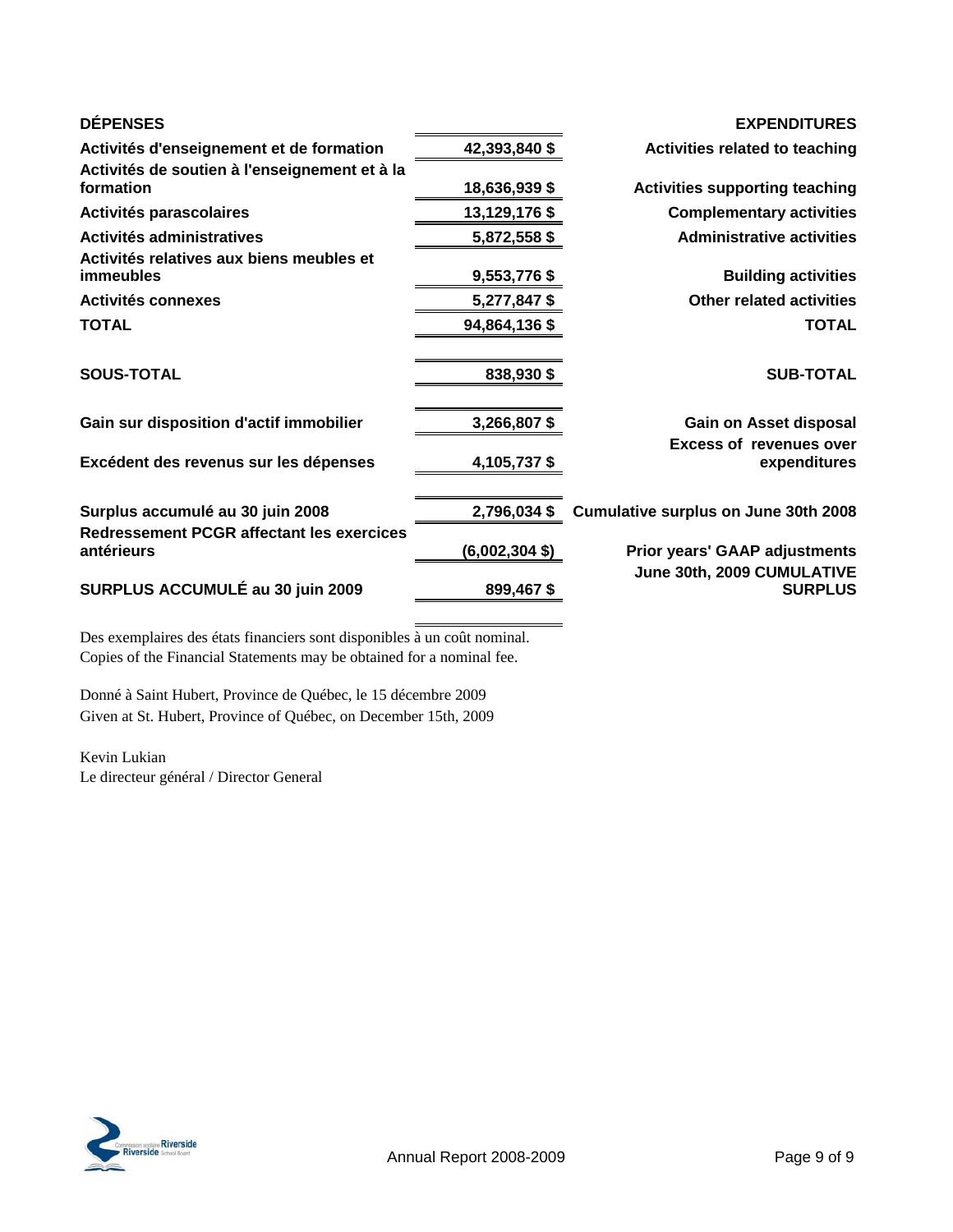| DÉPENSES | | EXPENDITURES |
| --- | --- | --- |
| Activités d'enseignement et de formation | 42,393,840 $ | Activities related to teaching |
| Activités de soutien à l'enseignement et à la formation | 18,636,939 $ | Activities supporting teaching |
| Activités parascolaires | 13,129,176 $ | Complementary activities |
| Activités administratives | 5,872,558 $ | Administrative activities |
| Activités relatives aux biens meubles et immeubles | 9,553,776 $ | Building activities |
| Activités connexes | 5,277,847 $ | Other related activities |
| **TOTAL** | **94,864,136 $** | **TOTAL** |
| **SOUS-TOTAL** | **838,930 $** | **SUB-TOTAL** |
| Gain sur disposition d'actif immobilier | 3,266,807 $ | Gain on Asset disposal |
| Excédent des revenus sur les dépenses | 4,105,737 $ | Excess of revenues over expenditures |
| Surplus accumulé au 30 juin 2008 | 2,796,034 $ | Cumulative surplus on June 30th 2008 |
| Redressement PCGR affectant les exercices antérieurs | (6,002,304 $) | Prior years' GAAP adjustments |
| **SURPLUS ACCUMULÉ au 30 juin 2009** | **899,467 $** | **June 30th, 2009 CUMULATIVE SURPLUS** |

Des exemplaires des états financiers sont disponibles à un coût nominal.
Copies of the Financial Statements may be obtained for a nominal fee.

Donné à Saint Hubert, Province de Québec, le 15 décembre 2009
Given at St. Hubert, Province of Québec, on December 15th, 2009

Kevin Lukian
Le directeur général / Director General